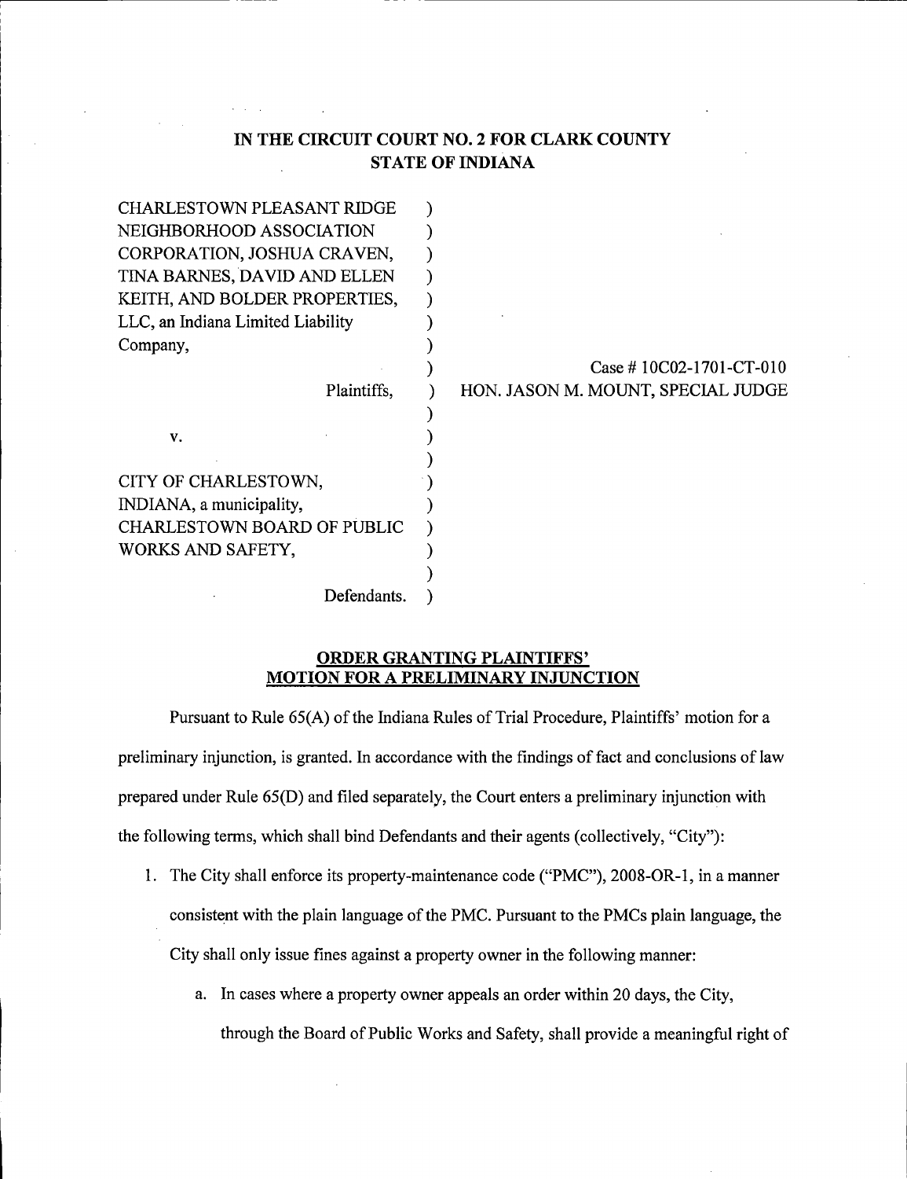**IN THE CIRCUIT COURT NO. 2 FOR CLARK COUNTY**
**STATE OF INDIANA**

CHARLESTOWN PLEASANT RIDGE NEIGHBORHOOD ASSOCIATION CORPORATION, JOSHUA CRAVEN, TINA BARNES, DAVID AND ELLEN KEITH, AND BOLDER PROPERTIES, LLC, an Indiana Limited Liability Company,

Plaintiffs,

v.

CITY OF CHARLESTOWN, INDIANA, a municipality, CHARLESTOWN BOARD OF PUBLIC WORKS AND SAFETY,

Defendants.

Case # 10C02-1701-CT-010
HON. JASON M. MOUNT, SPECIAL JUDGE

**ORDER GRANTING PLAINTIFFS' MOTION FOR A PRELIMINARY INJUNCTION**

Pursuant to Rule 65(A) of the Indiana Rules of Trial Procedure, Plaintiffs' motion for a preliminary injunction, is granted. In accordance with the findings of fact and conclusions of law prepared under Rule 65(D) and filed separately, the Court enters a preliminary injunction with the following terms, which shall bind Defendants and their agents (collectively, "City"):

1. The City shall enforce its property-maintenance code ("PMC"), 2008-OR-1, in a manner consistent with the plain language of the PMC. Pursuant to the PMCs plain language, the City shall only issue fines against a property owner in the following manner:
   a. In cases where a property owner appeals an order within 20 days, the City, through the Board of Public Works and Safety, shall provide a meaningful right of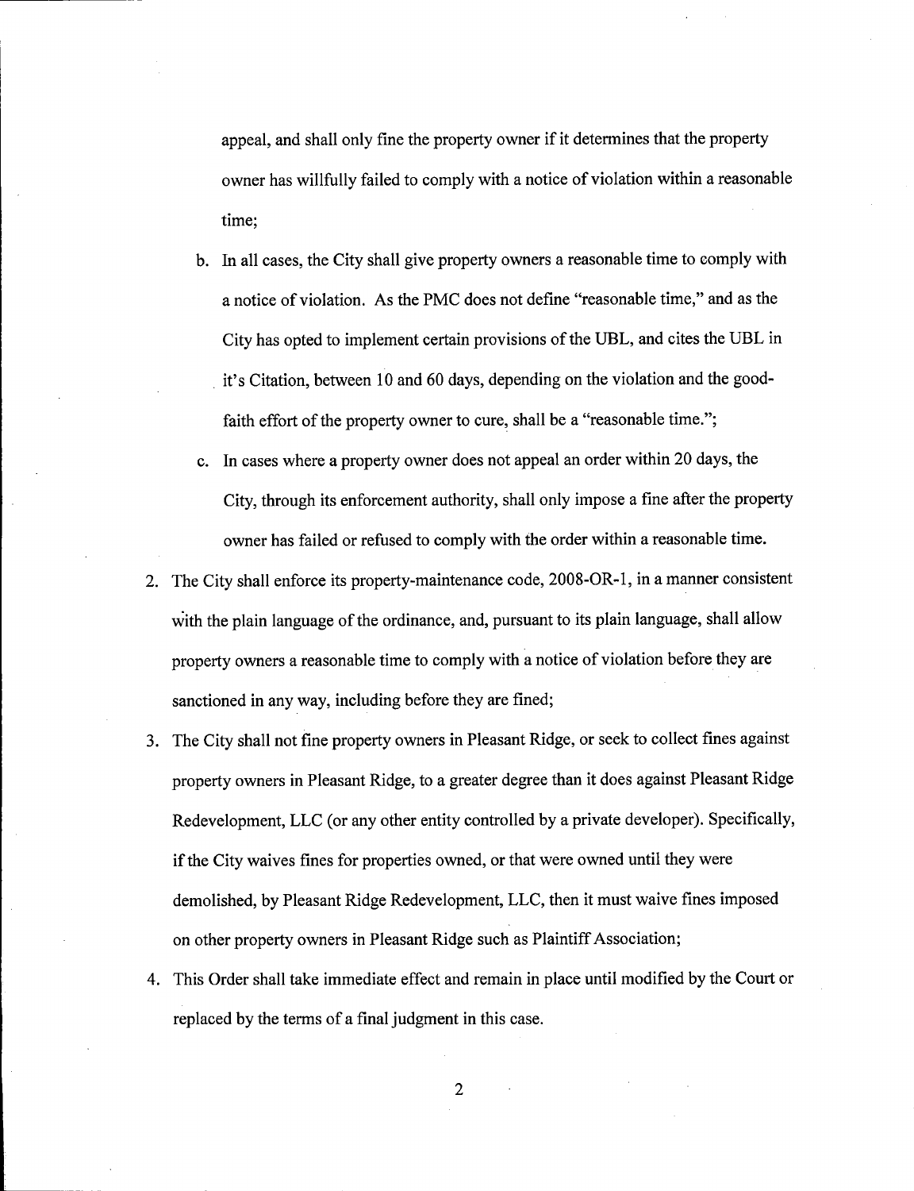appeal, and shall only fine the property owner if it determines that the property owner has willfully failed to comply with a notice of violation within a reasonable time;

b. In all cases, the City shall give property owners a reasonable time to comply with a notice of violation. As the PMC does not define "reasonable time," and as the City has opted to implement certain provisions of the UBL, and cites the UBL in it's Citation, between 10 and 60 days, depending on the violation and the good-faith effort of the property owner to cure, shall be a "reasonable time.";

c. In cases where a property owner does not appeal an order within 20 days, the City, through its enforcement authority, shall only impose a fine after the property owner has failed or refused to comply with the order within a reasonable time.

2. The City shall enforce its property-maintenance code, 2008-OR-1, in a manner consistent with the plain language of the ordinance, and, pursuant to its plain language, shall allow property owners a reasonable time to comply with a notice of violation before they are sanctioned in any way, including before they are fined;

3. The City shall not fine property owners in Pleasant Ridge, or seek to collect fines against property owners in Pleasant Ridge, to a greater degree than it does against Pleasant Ridge Redevelopment, LLC (or any other entity controlled by a private developer). Specifically, if the City waives fines for properties owned, or that were owned until they were demolished, by Pleasant Ridge Redevelopment, LLC, then it must waive fines imposed on other property owners in Pleasant Ridge such as Plaintiff Association;

4. This Order shall take immediate effect and remain in place until modified by the Court or replaced by the terms of a final judgment in this case.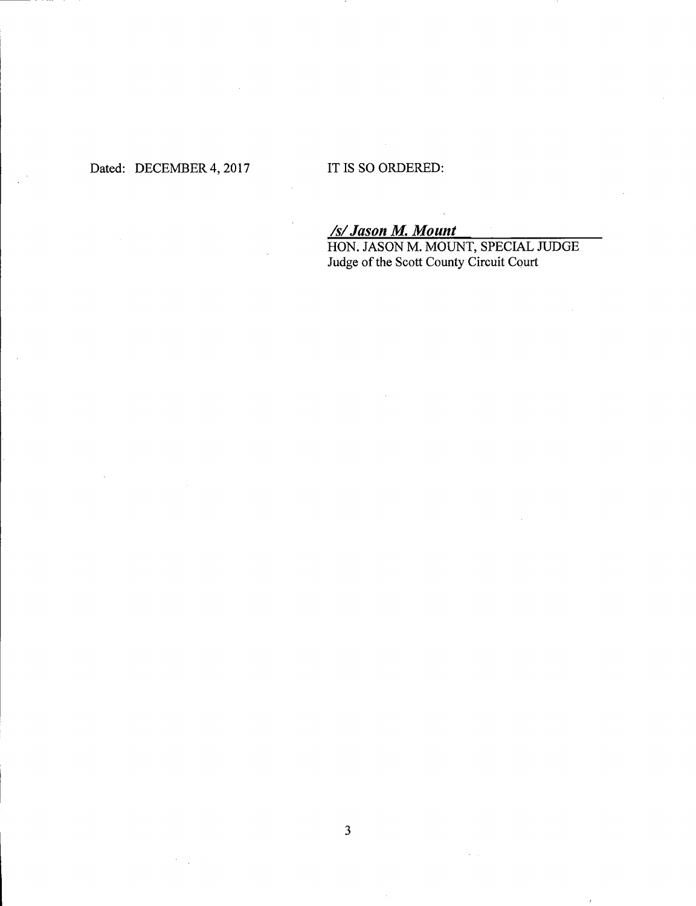Dated: DECEMBER 4, 2017

IT IS SO ORDERED:

***/s/ Jason M. Mount***

HON. JASON M. MOUNT, SPECIAL JUDGE
Judge of the Scott County Circuit Court